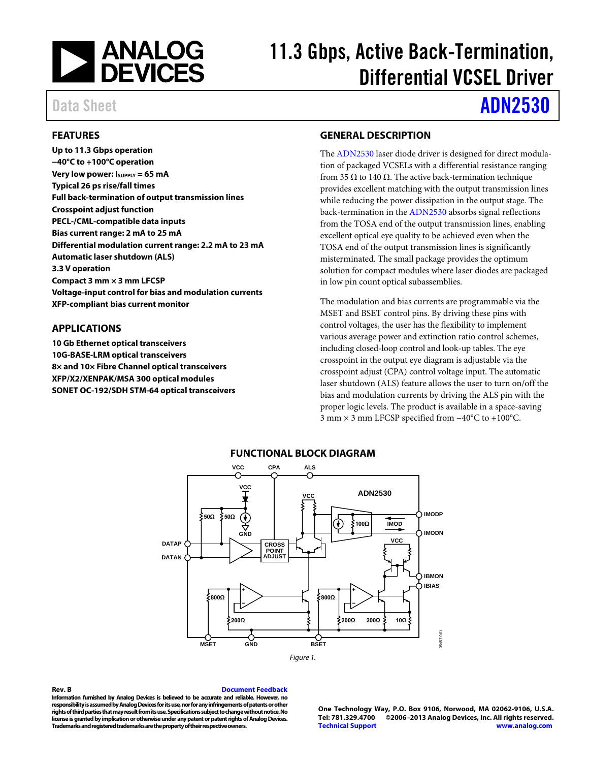# 11.3 Gbps, Active Back-Termination, Differential VCSEL Driver

Data Sheet **ADN2530**

## FEATURES

**Up to 11.3 Gbps operation**
**−40°C to +100°C operation**
**Very low power: $I_{SUPPLY}$ = 65 mA**
**Typical 26 ps rise/fall times**
**Full back-termination of output transmission lines**
**Crosspoint adjust function**
**PECL-/CML-compatible data inputs**
**Bias current range: 2 mA to 25 mA**
**Differential modulation current range: 2.2 mA to 23 mA**
**Automatic laser shutdown (ALS)**
**3.3 V operation**
**Compact 3 mm × 3 mm LFCSP**
**Voltage-input control for bias and modulation currents**
**XFP-compliant bias current monitor**

## APPLICATIONS

**10 Gb Ethernet optical transceivers**
**10G-BASE-LRM optical transceivers**
**8× and 10× Fibre Channel optical transceivers**
**XFP/X2/XENPAK/MSA 300 optical modules**
**SONET OC-192/SDH STM-64 optical transceivers**

## GENERAL DESCRIPTION

The ADN2530 laser diode driver is designed for direct modulation of packaged VCSELs with a differential resistance ranging from 35 Ω to 140 Ω. The active back-termination technique provides excellent matching with the output transmission lines while reducing the power dissipation in the output stage. The back-termination in the ADN2530 absorbs signal reflections from the TOSA end of the output transmission lines, enabling excellent optical eye quality to be achieved even when the TOSA end of the output transmission lines is significantly misterminated. The small package provides the optimum solution for compact modules where laser diodes are packaged in low pin count optical subassemblies.

The modulation and bias currents are programmable via the MSET and BSET control pins. By driving these pins with control voltages, the user has the flexibility to implement various average power and extinction ratio control schemes, including closed-loop control and look-up tables. The eye crosspoint in the output eye diagram is adjustable via the crosspoint adjust (CPA) control voltage input. The automatic laser shutdown (ALS) feature allows the user to turn on/off the bias and modulation currents by driving the ALS pin with the proper logic levels. The product is available in a space-saving 3 mm × 3 mm LFCSP specified from −40°C to +100°C.

## FUNCTIONAL BLOCK DIAGRAM

Figure 1.

**Rev. B** Document Feedback

**Information furnished by Analog Devices is believed to be accurate and reliable. However, no responsibility is assumed by Analog Devices for its use, nor for any infringements of patents or other rights of third parties that may result from its use. Specifications subject to change without notice. No license is granted by implication or otherwise under any patent or patent rights of Analog Devices. Trademarks and registered trademarks are the property of their respective owners.**

**One Technology Way, P.O. Box 9106, Norwood, MA 02062-9106, U.S.A.**
**Tel: 781.329.4700 ©2006–2013 Analog Devices, Inc. All rights reserved.**
**Technical Support www.analog.com**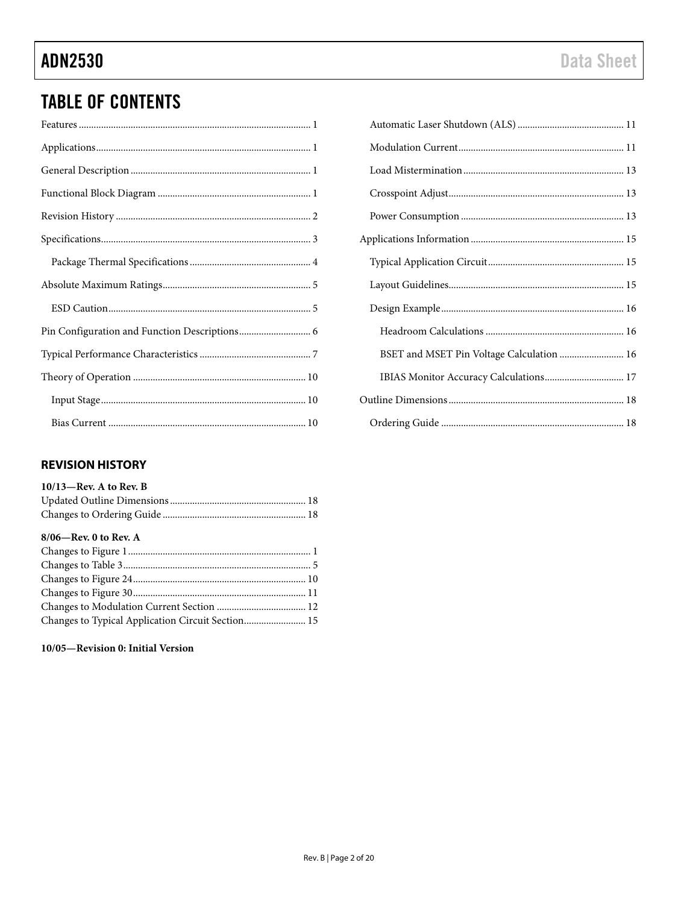## TABLE OF CONTENTS

Features ..... 1
Applications ..... 1
General Description ..... 1
Functional Block Diagram ..... 1
Revision History ..... 2
Specifications ..... 3
- Package Thermal Specifications ..... 4

Absolute Maximum Ratings ..... 5
- ESD Caution ..... 5

Pin Configuration and Function Descriptions ..... 6
Typical Performance Characteristics ..... 7
Theory of Operation ..... 10
- Input Stage ..... 10
- Bias Current ..... 10
- Automatic Laser Shutdown (ALS) ..... 11
- Modulation Current ..... 11
- Load Mistermination ..... 13
- Crosspoint Adjust ..... 13
- Power Consumption ..... 13

Applications Information ..... 15
- Typical Application Circuit ..... 15
- Layout Guidelines ..... 15
- Design Example ..... 16
  - Headroom Calculations ..... 16
  - BSET and MSET Pin Voltage Calculation ..... 16
  - IBIAS Monitor Accuracy Calculations ..... 17

Outline Dimensions ..... 18
- Ordering Guide ..... 18

### REVISION HISTORY

**10/13—Rev. A to Rev. B**

Updated Outline Dimensions ..... 18
Changes to Ordering Guide ..... 18

**8/06—Rev. 0 to Rev. A**

Changes to Figure 1 ..... 1
Changes to Table 3 ..... 5
Changes to Figure 24 ..... 10
Changes to Figure 30 ..... 11
Changes to Modulation Current Section ..... 12
Changes to Typical Application Circuit Section ..... 15

**10/05—Revision 0: Initial Version**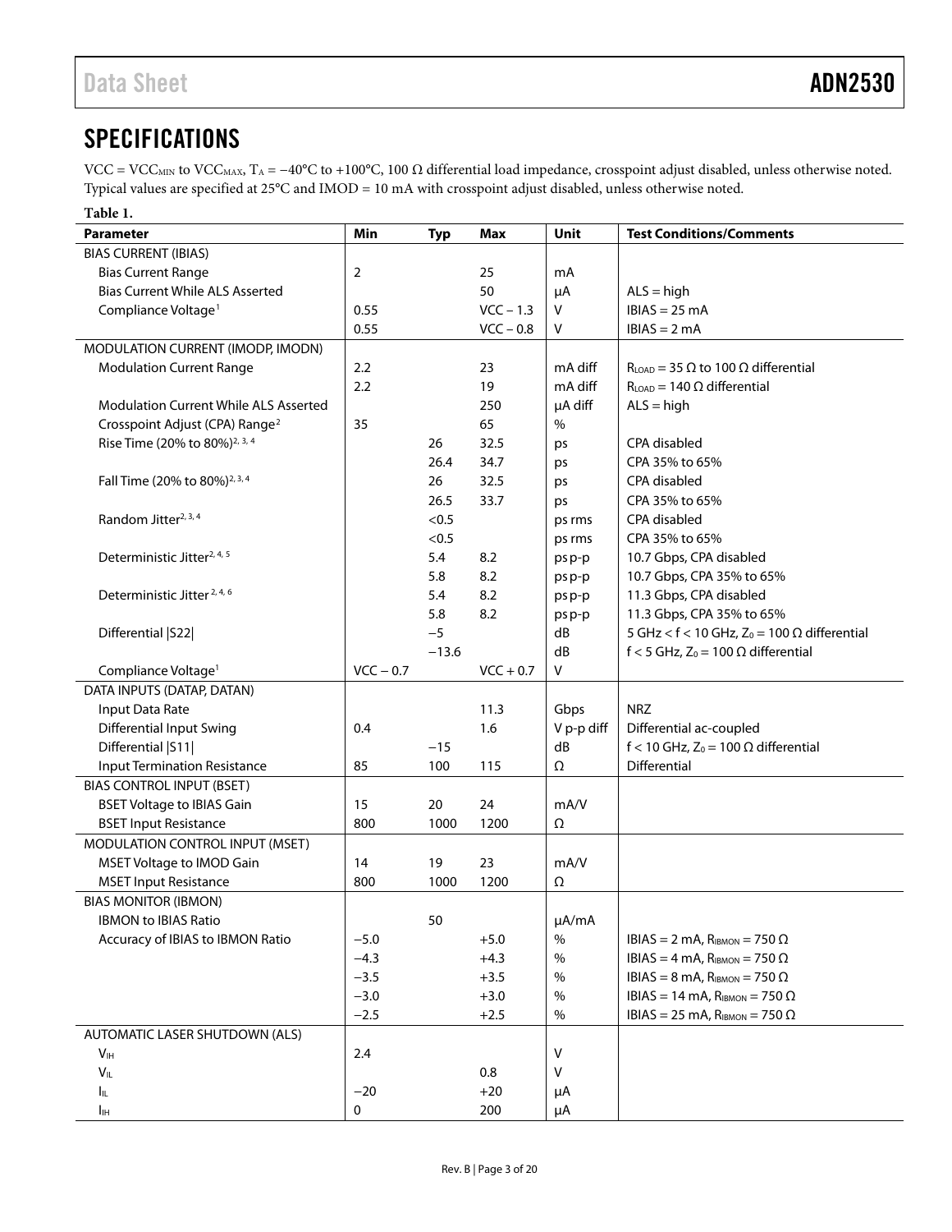## SPECIFICATIONS

VCC = $VCC_{MIN}$ to $VCC_{MAX}$, $T_A$ = −40°C to +100°C, 100 Ω differential load impedance, crosspoint adjust disabled, unless otherwise noted. Typical values are specified at 25°C and IMOD = 10 mA with crosspoint adjust disabled, unless otherwise noted.

**Table 1.**

| Parameter | Min | Typ | Max | Unit | Test Conditions/Comments |
|---|---|---|---|---|---|
| BIAS CURRENT (IBIAS) | | | | | |
| Bias Current Range | 2 | | 25 | mA | |
| Bias Current While ALS Asserted | | | 50 | µA | ALS = high |
| Compliance Voltage[1] | 0.55 | | VCC − 1.3 | V | IBIAS = 25 mA |
| | 0.55 | | VCC − 0.8 | V | IBIAS = 2 mA |
| MODULATION CURRENT (IMODP, IMODN) | | | | | |
| Modulation Current Range | 2.2 | | 23 | mA diff | $R_{LOAD}$ = 35 Ω to 100 Ω differential |
| | 2.2 | | 19 | mA diff | $R_{LOAD}$ = 140 Ω differential |
| Modulation Current While ALS Asserted | | | 250 | µA diff | ALS = high |
| Crosspoint Adjust (CPA) Range[2] | 35 | | 65 | % | |
| Rise Time (20% to 80%)[2, 3, 4] | | 26 | 32.5 | ps | CPA disabled |
| | | 26.4 | 34.7 | ps | CPA 35% to 65% |
| Fall Time (20% to 80%)[2, 3, 4] | | 26 | 32.5 | ps | CPA disabled |
| | | 26.5 | 33.7 | ps | CPA 35% to 65% |
| Random Jitter[2, 3, 4] | | <0.5 | | ps rms | CPA disabled |
| | | <0.5 | | ps rms | CPA 35% to 65% |
| Deterministic Jitter[2, 4, 5] | | 5.4 | 8.2 | ps p-p | 10.7 Gbps, CPA disabled |
| | | 5.8 | 8.2 | ps p-p | 10.7 Gbps, CPA 35% to 65% |
| Deterministic Jitter[2, 4, 6] | | 5.4 | 8.2 | ps p-p | 11.3 Gbps, CPA disabled |
| | | 5.8 | 8.2 | ps p-p | 11.3 Gbps, CPA 35% to 65% |
| Differential \|S22\| | | −5 | | dB | 5 GHz < f < 10 GHz, $Z_0$ = 100 Ω differential |
| | | −13.6 | | dB | f < 5 GHz, $Z_0$ = 100 Ω differential |
| Compliance Voltage[1] | VCC − 0.7 | | VCC + 0.7 | V | |
| DATA INPUTS (DATAP, DATAN) | | | | | |
| Input Data Rate | | | 11.3 | Gbps | NRZ |
| Differential Input Swing | 0.4 | | 1.6 | V p-p diff | Differential ac-coupled |
| Differential \|S11\| | | −15 | | dB | f < 10 GHz, $Z_0$ = 100 Ω differential |
| Input Termination Resistance | 85 | 100 | 115 | Ω | Differential |
| BIAS CONTROL INPUT (BSET) | | | | | |
| BSET Voltage to IBIAS Gain | 15 | 20 | 24 | mA/V | |
| BSET Input Resistance | 800 | 1000 | 1200 | Ω | |
| MODULATION CONTROL INPUT (MSET) | | | | | |
| MSET Voltage to IMOD Gain | 14 | 19 | 23 | mA/V | |
| MSET Input Resistance | 800 | 1000 | 1200 | Ω | |
| BIAS MONITOR (IBMON) | | | | | |
| IBMON to IBIAS Ratio | | 50 | | µA/mA | |
| Accuracy of IBIAS to IBMON Ratio | −5.0 | | +5.0 | % | IBIAS = 2 mA, $R_{IBMON}$ = 750 Ω |
| | −4.3 | | +4.3 | % | IBIAS = 4 mA, $R_{IBMON}$ = 750 Ω |
| | −3.5 | | +3.5 | % | IBIAS = 8 mA, $R_{IBMON}$ = 750 Ω |
| | −3.0 | | +3.0 | % | IBIAS = 14 mA, $R_{IBMON}$ = 750 Ω |
| | −2.5 | | +2.5 | % | IBIAS = 25 mA, $R_{IBMON}$ = 750 Ω |
| AUTOMATIC LASER SHUTDOWN (ALS) | | | | | |
| $V_{IH}$ | 2.4 | | | V | |
| $V_{IL}$ | | | 0.8 | V | |
| $I_{IL}$ | −20 | | +20 | µA | |
| $I_{IH}$ | 0 | | 200 | µA | |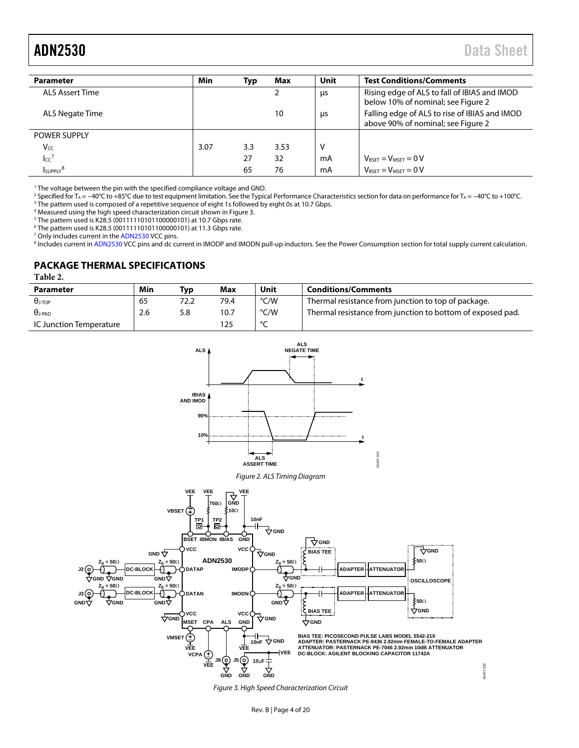| Parameter | Min | Typ | Max | Unit | Test Conditions/Comments |
|---|---|---|---|---|---|
| ALS Assert Time | | | 2 | μs | Rising edge of ALS to fall of IBIAS and IMOD below 10% of nominal; see Figure 2 |
| ALS Negate Time | | | 10 | μs | Falling edge of ALS to rise of IBIAS and IMOD above 90% of nominal; see Figure 2 |
| POWER SUPPLY | | | | | |
| $V_{CC}$ | 3.07 | 3.3 | 3.53 | V | |
| $I_{CC}$[7] | | 27 | 32 | mA | $V_{BSET} = V_{MSET} = 0$ V |
| $I_{SUPPLY}$[8] | | 65 | 76 | mA | $V_{BSET} = V_{MSET} = 0$ V |

[1] The voltage between the pin with the specified compliance voltage and GND.
[2] Specified for $T_A = -40°C$ to $+85°C$ due to test equipment limitation. See the Typical Performance Characteristics section for data on performance for $T_A = -40°C$ to $+100°C$.
[3] The pattern used is composed of a repetitive sequence of eight 1s followed by eight 0s at 10.7 Gbps.
[4] Measured using the high speed characterization circuit shown in Figure 3.
[5] The pattern used is K28.5 (00111110101100000101) at 10.7 Gbps rate.
[6] The pattern used is K28.5 (00111110101100000101) at 11.3 Gbps rate.
[7] Only includes current in the ADN2530 VCC pins.
[8] Includes current in ADN2530 VCC pins and dc current in IMODP and IMODN pull-up inductors. See the Power Consumption section for total supply current calculation.

## PACKAGE THERMAL SPECIFICATIONS

Table 2.

| Parameter | Min | Typ | Max | Unit | Conditions/Comments |
|---|---|---|---|---|---|
| $\theta_{J\text{-}TOP}$ | 65 | 72.2 | 79.4 | °C/W | Thermal resistance from junction to top of package. |
| $\theta_{J\text{-}PAD}$ | 2.6 | 5.8 | 10.7 | °C/W | Thermal resistance from junction to bottom of exposed pad. |
| IC Junction Temperature | | | 125 | °C | |

*Figure 2. ALS Timing Diagram*

BIAS TEE: PICOSECOND PULSE LABS MODEL 5542-219
ADAPTER: PASTERNACK PE-9436 2.92mm FEMALE-TO-FEMALE ADAPTER
ATTENUATOR: PASTERNACK PE-7046 2.92mm 10dB ATTENUATOR
DC-BLOCK: AGILENT BLOCKING CAPACITOR 11742A

*Figure 3. High Speed Characterization Circuit*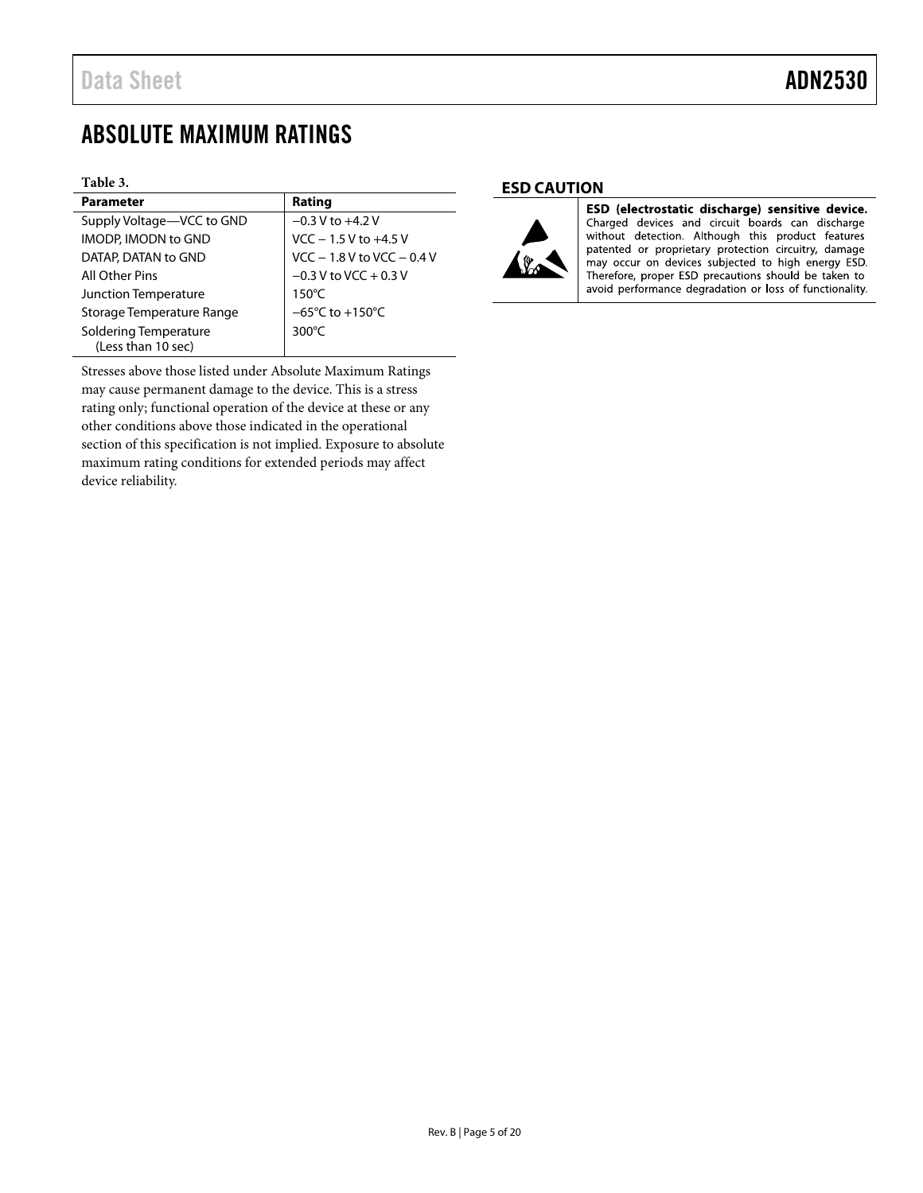# ABSOLUTE MAXIMUM RATINGS

**Table 3.**

| Parameter | Rating |
|---|---|
| Supply Voltage—VCC to GND | −0.3 V to +4.2 V |
| IMODP, IMODN to GND | VCC − 1.5 V to +4.5 V |
| DATAP, DATAN to GND | VCC − 1.8 V to VCC − 0.4 V |
| All Other Pins | −0.3 V to VCC + 0.3 V |
| Junction Temperature | 150°C |
| Storage Temperature Range | −65°C to +150°C |
| Soldering Temperature (Less than 10 sec) | 300°C |

Stresses above those listed under Absolute Maximum Ratings may cause permanent damage to the device. This is a stress rating only; functional operation of the device at these or any other conditions above those indicated in the operational section of this specification is not implied. Exposure to absolute maximum rating conditions for extended periods may affect device reliability.

## ESD CAUTION

**ESD (electrostatic discharge) sensitive device.** Charged devices and circuit boards can discharge without detection. Although this product features patented or proprietary protection circuitry, damage may occur on devices subjected to high energy ESD. Therefore, proper ESD precautions should be taken to avoid performance degradation or loss of functionality.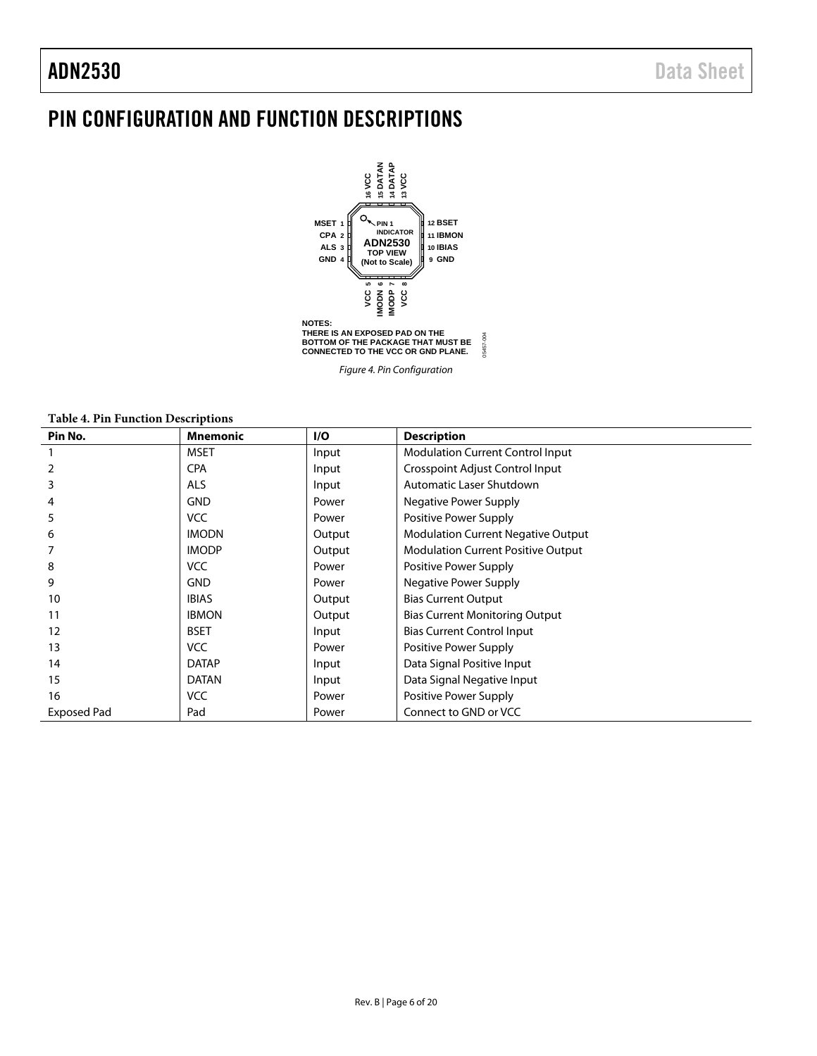# PIN CONFIGURATION AND FUNCTION DESCRIPTIONS

NOTES:
THERE IS AN EXPOSED PAD ON THE BOTTOM OF THE PACKAGE THAT MUST BE CONNECTED TO THE VCC OR GND PLANE.

*Figure 4. Pin Configuration*

**Table 4. Pin Function Descriptions**

| Pin No. | Mnemonic | I/O | Description |
|---|---|---|---|
| 1 | MSET | Input | Modulation Current Control Input |
| 2 | CPA | Input | Crosspoint Adjust Control Input |
| 3 | ALS | Input | Automatic Laser Shutdown |
| 4 | GND | Power | Negative Power Supply |
| 5 | VCC | Power | Positive Power Supply |
| 6 | IMODN | Output | Modulation Current Negative Output |
| 7 | IMODP | Output | Modulation Current Positive Output |
| 8 | VCC | Power | Positive Power Supply |
| 9 | GND | Power | Negative Power Supply |
| 10 | IBIAS | Output | Bias Current Output |
| 11 | IBMON | Output | Bias Current Monitoring Output |
| 12 | BSET | Input | Bias Current Control Input |
| 13 | VCC | Power | Positive Power Supply |
| 14 | DATAP | Input | Data Signal Positive Input |
| 15 | DATAN | Input | Data Signal Negative Input |
| 16 | VCC | Power | Positive Power Supply |
| Exposed Pad | Pad | Power | Connect to GND or VCC |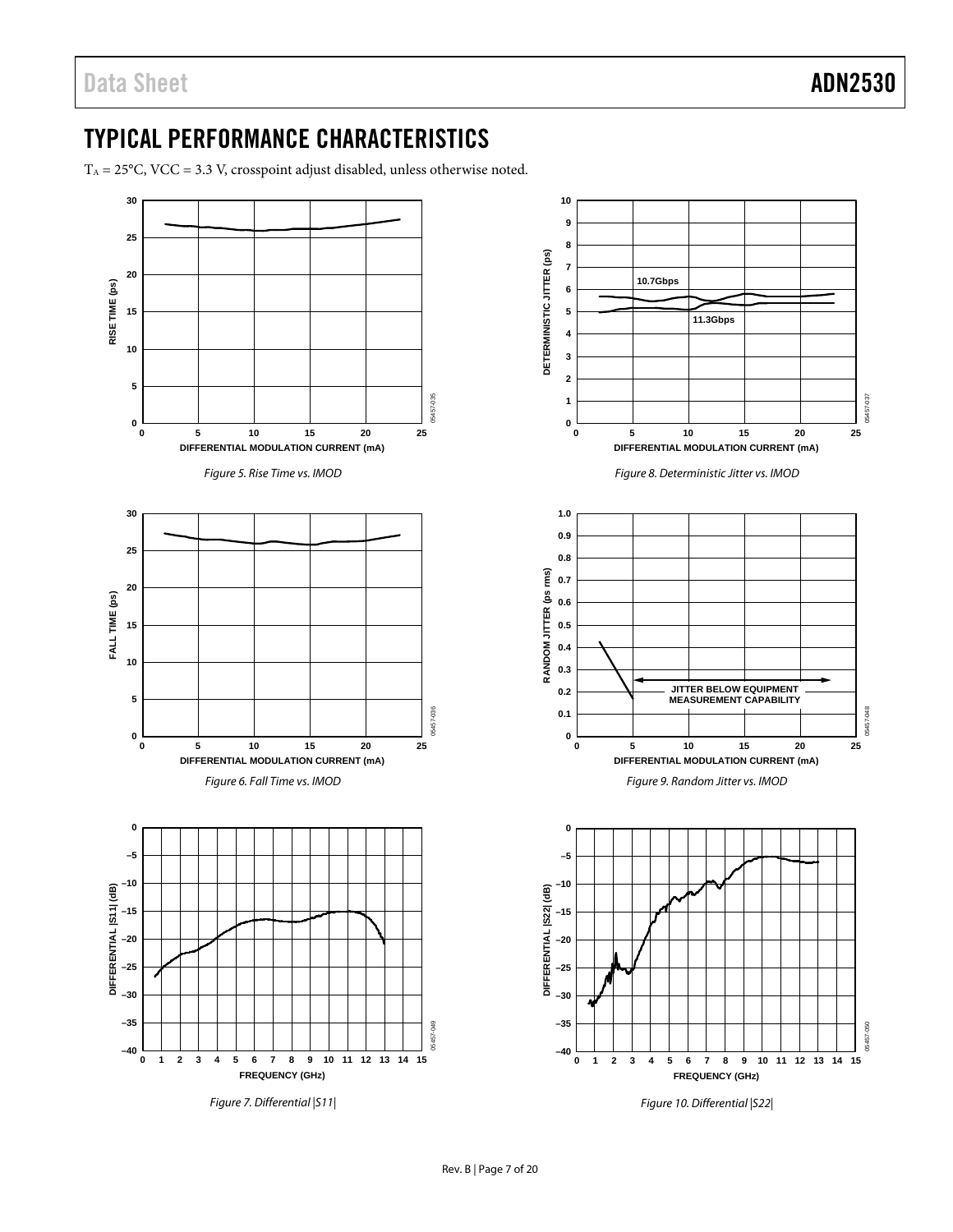# TYPICAL PERFORMANCE CHARACTERISTICS

$T_A$ = 25°C, VCC = 3.3 V, crosspoint adjust disabled, unless otherwise noted.

*Figure 5. Rise Time vs. IMOD*

*Figure 6. Fall Time vs. IMOD*

*Figure 7. Differential |S11|*

*Figure 8. Deterministic Jitter vs. IMOD*

*Figure 9. Random Jitter vs. IMOD*

*Figure 10. Differential |S22|*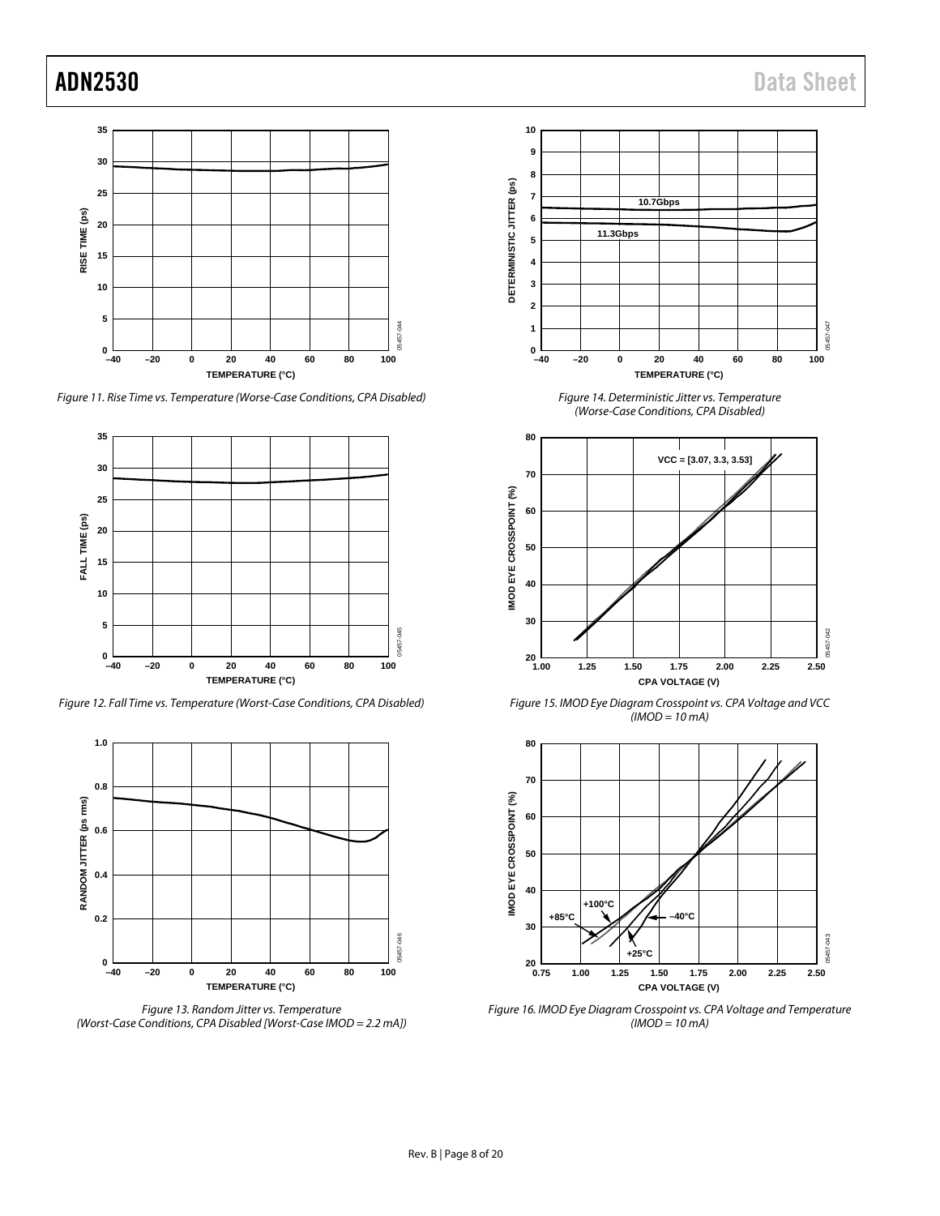Figure 11. Rise Time vs. Temperature (Worse-Case Conditions, CPA Disabled)

Figure 12. Fall Time vs. Temperature (Worst-Case Conditions, CPA Disabled)

Figure 13. Random Jitter vs. Temperature (Worst-Case Conditions, CPA Disabled [Worst-Case IMOD = 2.2 mA])

Figure 14. Deterministic Jitter vs. Temperature (Worse-Case Conditions, CPA Disabled)

Figure 15. IMOD Eye Diagram Crosspoint vs. CPA Voltage and VCC (IMOD = 10 mA)

Figure 16. IMOD Eye Diagram Crosspoint vs. CPA Voltage and Temperature (IMOD = 10 mA)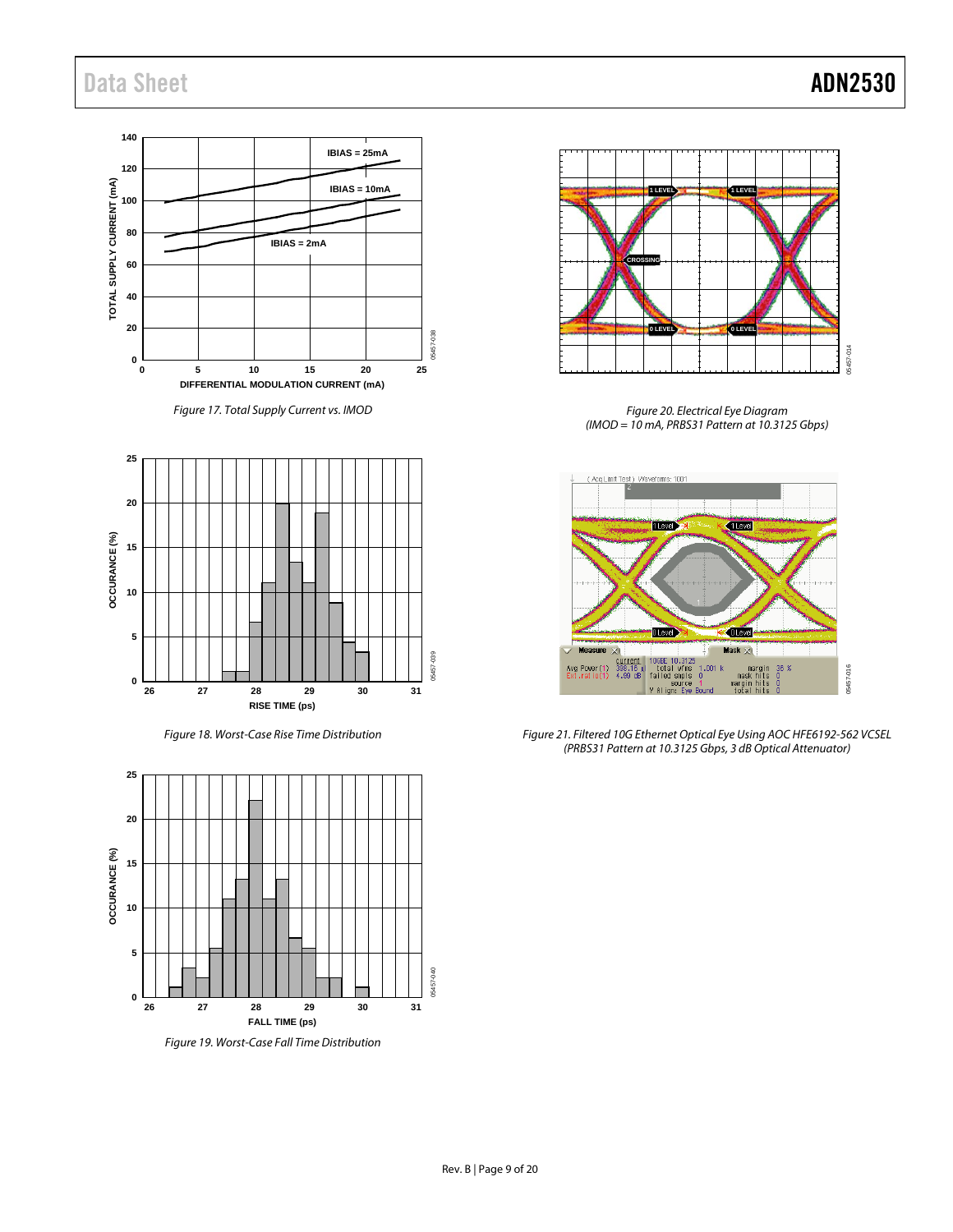Figure 17. Total Supply Current vs. IMOD

Figure 18. Worst-Case Rise Time Distribution

Figure 19. Worst-Case Fall Time Distribution

Figure 20. Electrical Eye Diagram (IMOD = 10 mA, PRBS31 Pattern at 10.3125 Gbps)

Figure 21. Filtered 10G Ethernet Optical Eye Using AOC HFE6192-562 VCSEL (PRBS31 Pattern at 10.3125 Gbps, 3 dB Optical Attenuator)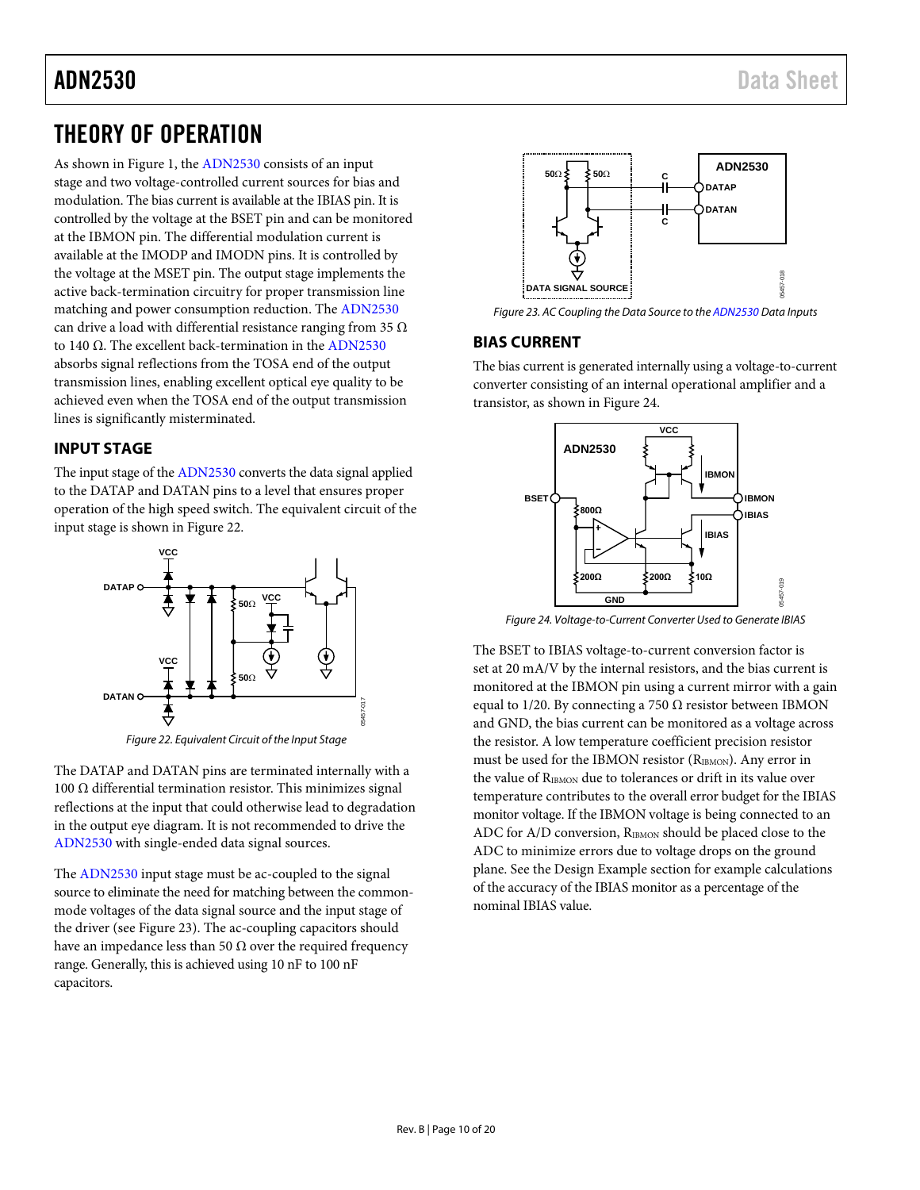# THEORY OF OPERATION

As shown in Figure 1, the ADN2530 consists of an input stage and two voltage-controlled current sources for bias and modulation. The bias current is available at the IBIAS pin. It is controlled by the voltage at the BSET pin and can be monitored at the IBMON pin. The differential modulation current is available at the IMODP and IMODN pins. It is controlled by the voltage at the MSET pin. The output stage implements the active back-termination circuitry for proper transmission line matching and power consumption reduction. The ADN2530 can drive a load with differential resistance ranging from 35 Ω to 140 Ω. The excellent back-termination in the ADN2530 absorbs signal reflections from the TOSA end of the output transmission lines, enabling excellent optical eye quality to be achieved even when the TOSA end of the output transmission lines is significantly misterminated.

## INPUT STAGE

The input stage of the ADN2530 converts the data signal applied to the DATAP and DATAN pins to a level that ensures proper operation of the high speed switch. The equivalent circuit of the input stage is shown in Figure 22.

*Figure 22. Equivalent Circuit of the Input Stage*

The DATAP and DATAN pins are terminated internally with a 100 Ω differential termination resistor. This minimizes signal reflections at the input that could otherwise lead to degradation in the output eye diagram. It is not recommended to drive the ADN2530 with single-ended data signal sources.

The ADN2530 input stage must be ac-coupled to the signal source to eliminate the need for matching between the common-mode voltages of the data signal source and the input stage of the driver (see Figure 23). The ac-coupling capacitors should have an impedance less than 50 Ω over the required frequency range. Generally, this is achieved using 10 nF to 100 nF capacitors.

*Figure 23. AC Coupling the Data Source to the ADN2530 Data Inputs*

## BIAS CURRENT

The bias current is generated internally using a voltage-to-current converter consisting of an internal operational amplifier and a transistor, as shown in Figure 24.

*Figure 24. Voltage-to-Current Converter Used to Generate IBIAS*

The BSET to IBIAS voltage-to-current conversion factor is set at 20 mA/V by the internal resistors, and the bias current is monitored at the IBMON pin using a current mirror with a gain equal to 1/20. By connecting a 750 Ω resistor between IBMON and GND, the bias current can be monitored as a voltage across the resistor. A low temperature coefficient precision resistor must be used for the IBMON resistor ($R_{IBMON}$). Any error in the value of $R_{IBMON}$ due to tolerances or drift in its value over temperature contributes to the overall error budget for the IBIAS monitor voltage. If the IBMON voltage is being connected to an ADC for A/D conversion, $R_{IBMON}$ should be placed close to the ADC to minimize errors due to voltage drops on the ground plane. See the Design Example section for example calculations of the accuracy of the IBIAS monitor as a percentage of the nominal IBIAS value.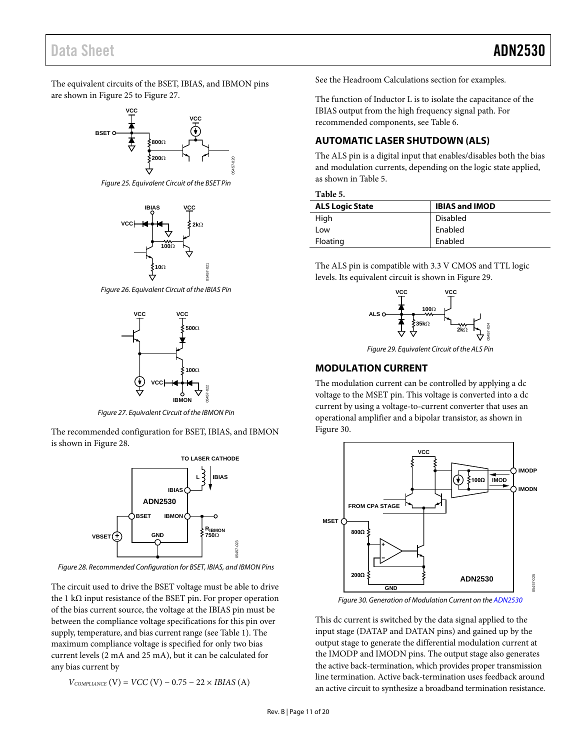The equivalent circuits of the BSET, IBIAS, and IBMON pins are shown in Figure 25 to Figure 27.

Figure 25. Equivalent Circuit of the BSET Pin

Figure 26. Equivalent Circuit of the IBIAS Pin

Figure 27. Equivalent Circuit of the IBMON Pin

The recommended configuration for BSET, IBIAS, and IBMON is shown in Figure 28.

Figure 28. Recommended Configuration for BSET, IBIAS, and IBMON Pins

The circuit used to drive the BSET voltage must be able to drive the 1 kΩ input resistance of the BSET pin. For proper operation of the bias current source, the voltage at the IBIAS pin must be between the compliance voltage specifications for this pin over supply, temperature, and bias current range (see Table 1). The maximum compliance voltage is specified for only two bias current levels (2 mA and 25 mA), but it can be calculated for any bias current by

$$V_{COMPLIANCE} \text{ (V)} = VCC \text{ (V)} - 0.75 - 22 \times IBIAS \text{ (A)}$$

See the Headroom Calculations section for examples.

The function of Inductor L is to isolate the capacitance of the IBIAS output from the high frequency signal path. For recommended components, see Table 6.

## AUTOMATIC LASER SHUTDOWN (ALS)

The ALS pin is a digital input that enables/disables both the bias and modulation currents, depending on the logic state applied, as shown in Table 5.

**Table 5.**

| ALS Logic State | IBIAS and IMOD |
|---|---|
| High | Disabled |
| Low | Enabled |
| Floating | Enabled |

The ALS pin is compatible with 3.3 V CMOS and TTL logic levels. Its equivalent circuit is shown in Figure 29.

Figure 29. Equivalent Circuit of the ALS Pin

## MODULATION CURRENT

The modulation current can be controlled by applying a dc voltage to the MSET pin. This voltage is converted into a dc current by using a voltage-to-current converter that uses an operational amplifier and a bipolar transistor, as shown in Figure 30.

Figure 30. Generation of Modulation Current on the ADN2530

This dc current is switched by the data signal applied to the input stage (DATAP and DATAN pins) and gained up by the output stage to generate the differential modulation current at the IMODP and IMODN pins. The output stage also generates the active back-termination, which provides proper transmission line termination. Active back-termination uses feedback around an active circuit to synthesize a broadband termination resistance.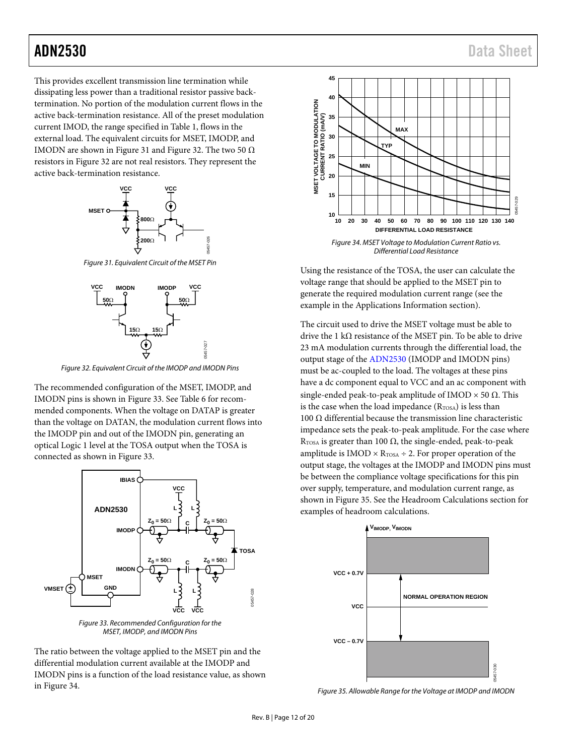This provides excellent transmission line termination while dissipating less power than a traditional resistor passive back-termination. No portion of the modulation current flows in the active back-termination resistance. All of the preset modulation current IMOD, the range specified in Table 1, flows in the external load. The equivalent circuits for MSET, IMODP, and IMODN are shown in Figure 31 and Figure 32. The two 50 Ω resistors in Figure 32 are not real resistors. They represent the active back-termination resistance.

Figure 31. Equivalent Circuit of the MSET Pin

Figure 32. Equivalent Circuit of the IMODP and IMODN Pins

The recommended configuration of the MSET, IMODP, and IMODN pins is shown in Figure 33. See Table 6 for recommended components. When the voltage on DATAP is greater than the voltage on DATAN, the modulation current flows into the IMODP pin and out of the IMODN pin, generating an optical Logic 1 level at the TOSA output when the TOSA is connected as shown in Figure 33.

Figure 33. Recommended Configuration for the MSET, IMODP, and IMODN Pins

The ratio between the voltage applied to the MSET pin and the differential modulation current available at the IMODP and IMODN pins is a function of the load resistance value, as shown in Figure 34.

Figure 34. MSET Voltage to Modulation Current Ratio vs. Differential Load Resistance

Using the resistance of the TOSA, the user can calculate the voltage range that should be applied to the MSET pin to generate the required modulation current range (see the example in the Applications Information section).

The circuit used to drive the MSET voltage must be able to drive the 1 kΩ resistance of the MSET pin. To be able to drive 23 mA modulation currents through the differential load, the output stage of the ADN2530 (IMODP and IMODN pins) must be ac-coupled to the load. The voltages at these pins have a dc component equal to VCC and an ac component with single-ended peak-to-peak amplitude of IMOD × 50 Ω. This is the case when the load impedance ($R_{TOSA}$) is less than 100 Ω differential because the transmission line characteristic impedance sets the peak-to-peak amplitude. For the case where $R_{TOSA}$ is greater than 100 Ω, the single-ended, peak-to-peak amplitude is IMOD × $R_{TOSA}$ ÷ 2. For proper operation of the output stage, the voltages at the IMODP and IMODN pins must be between the compliance voltage specifications for this pin over supply, temperature, and modulation current range, as shown in Figure 35. See the Headroom Calculations section for examples of headroom calculations.

Figure 35. Allowable Range for the Voltage at IMODP and IMODN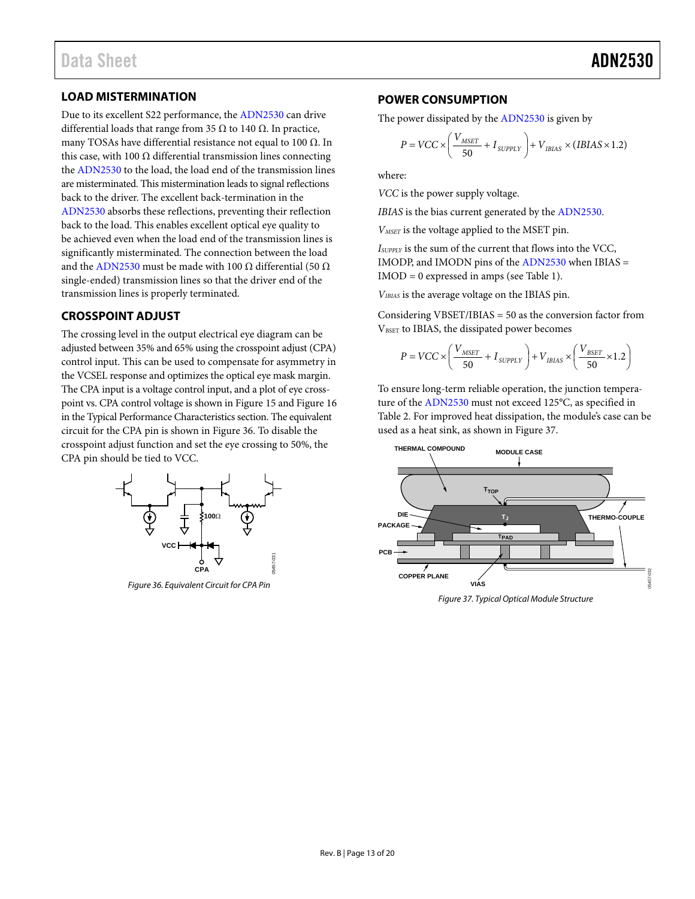## LOAD MISTERMINATION

Due to its excellent S22 performance, the ADN2530 can drive differential loads that range from 35 Ω to 140 Ω. In practice, many TOSAs have differential resistance not equal to 100 Ω. In this case, with 100 Ω differential transmission lines connecting the ADN2530 to the load, the load end of the transmission lines are misterminated. This mistermination leads to signal reflections back to the driver. The excellent back-termination in the ADN2530 absorbs these reflections, preventing their reflection back to the load. This enables excellent optical eye quality to be achieved even when the load end of the transmission lines is significantly misterminated. The connection between the load and the ADN2530 must be made with 100 Ω differential (50 Ω single-ended) transmission lines so that the driver end of the transmission lines is properly terminated.

## CROSSPOINT ADJUST

The crossing level in the output electrical eye diagram can be adjusted between 35% and 65% using the crosspoint adjust (CPA) control input. This can be used to compensate for asymmetry in the VCSEL response and optimizes the optical eye mask margin. The CPA input is a voltage control input, and a plot of eye crosspoint vs. CPA control voltage is shown in Figure 15 and Figure 16 in the Typical Performance Characteristics section. The equivalent circuit for the CPA pin is shown in Figure 36. To disable the crosspoint adjust function and set the eye crossing to 50%, the CPA pin should be tied to VCC.

Figure 36. Equivalent Circuit for CPA Pin

## POWER CONSUMPTION

The power dissipated by the ADN2530 is given by

$$P = VCC \times \left( \frac{V_{MSET}}{50} + I_{SUPPLY} \right) + V_{IBIAS} \times (IBIAS \times 1.2)$$

where:

$VCC$ is the power supply voltage.

$IBIAS$ is the bias current generated by the ADN2530.

$V_{MSET}$ is the voltage applied to the MSET pin.

$I_{SUPPLY}$ is the sum of the current that flows into the VCC, IMODP, and IMODN pins of the ADN2530 when IBIAS = IMOD = 0 expressed in amps (see Table 1).

$V_{IBIAS}$ is the average voltage on the IBIAS pin.

Considering VBSET/IBIAS = 50 as the conversion factor from $V_{BSET}$ to IBIAS, the dissipated power becomes

$$P = VCC \times \left( \frac{V_{MSET}}{50} + I_{SUPPLY} \right) + V_{IBIAS} \times \left( \frac{V_{BSET}}{50} \times 1.2 \right)$$

To ensure long-term reliable operation, the junction temperature of the ADN2530 must not exceed 125°C, as specified in Table 2. For improved heat dissipation, the module's case can be used as a heat sink, as shown in Figure 37.

Figure 37. Typical Optical Module Structure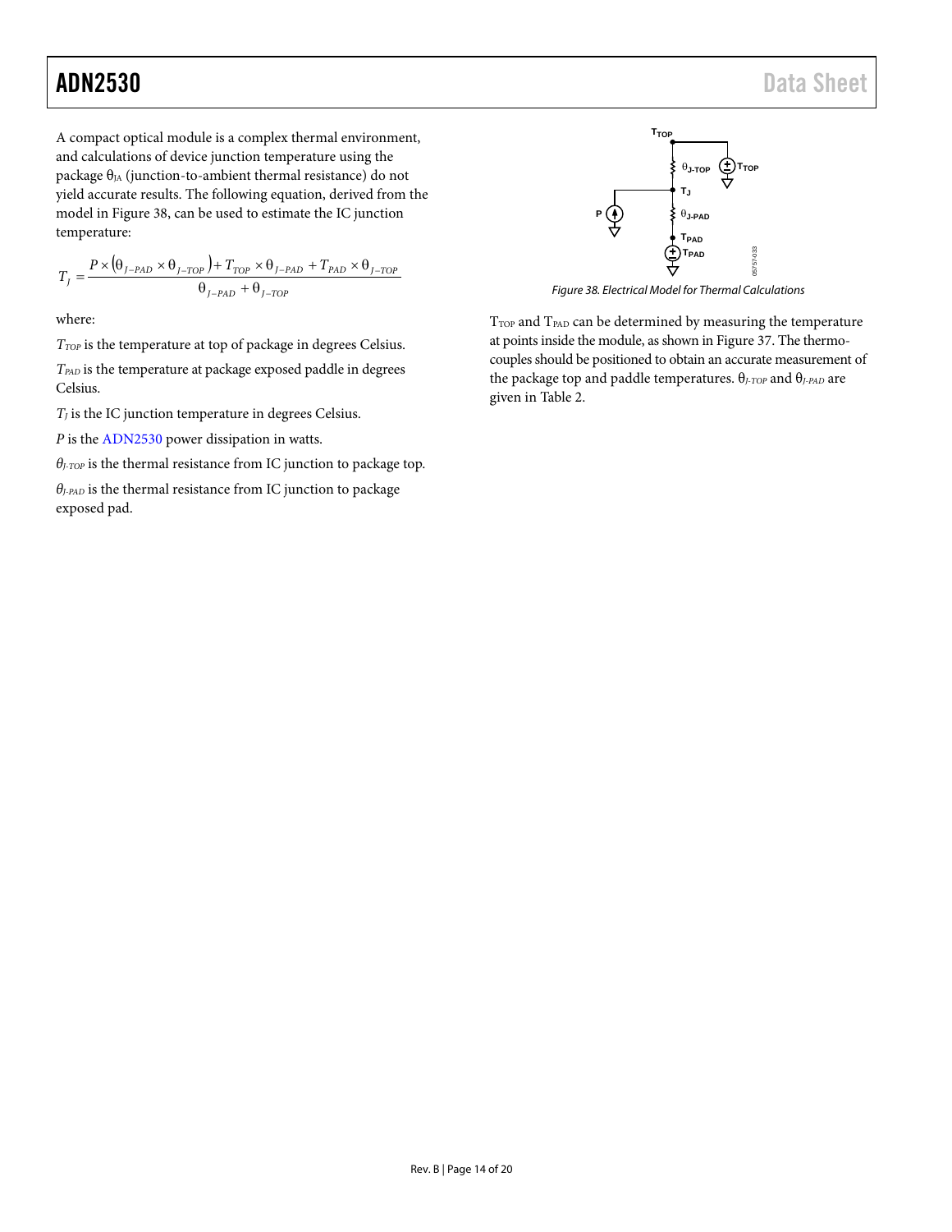A compact optical module is a complex thermal environment, and calculations of device junction temperature using the package $\theta_{JA}$ (junction-to-ambient thermal resistance) do not yield accurate results. The following equation, derived from the model in Figure 38, can be used to estimate the IC junction temperature:

$$T_J = \frac{P \times (\theta_{J-PAD} \times \theta_{J-TOP}) + T_{TOP} \times \theta_{J-PAD} + T_{PAD} \times \theta_{J-TOP}}{\theta_{J-PAD} + \theta_{J-TOP}}$$

where:

$T_{TOP}$ is the temperature at top of package in degrees Celsius.

$T_{PAD}$ is the temperature at package exposed paddle in degrees Celsius.

$T_J$ is the IC junction temperature in degrees Celsius.

$P$ is the ADN2530 power dissipation in watts.

$\theta_{J-TOP}$ is the thermal resistance from IC junction to package top.

$\theta_{J-PAD}$ is the thermal resistance from IC junction to package exposed pad.

*Figure 38. Electrical Model for Thermal Calculations*

$T_{TOP}$ and $T_{PAD}$ can be determined by measuring the temperature at points inside the module, as shown in Figure 37. The thermocouples should be positioned to obtain an accurate measurement of the package top and paddle temperatures. $\theta_{J-TOP}$ and $\theta_{J-PAD}$ are given in Table 2.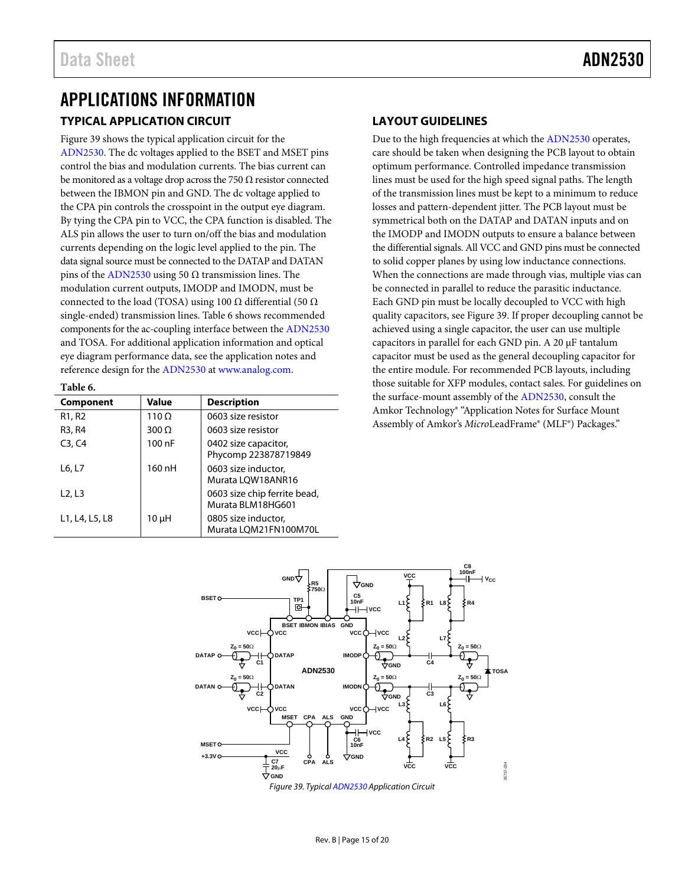# APPLICATIONS INFORMATION

## TYPICAL APPLICATION CIRCUIT

Figure 39 shows the typical application circuit for the ADN2530. The dc voltages applied to the BSET and MSET pins control the bias and modulation currents. The bias current can be monitored as a voltage drop across the 750 Ω resistor connected between the IBMON pin and GND. The dc voltage applied to the CPA pin controls the crosspoint in the output eye diagram. By tying the CPA pin to VCC, the CPA function is disabled. The ALS pin allows the user to turn on/off the bias and modulation currents depending on the logic level applied to the pin. The data signal source must be connected to the DATAP and DATAN pins of the ADN2530 using 50 Ω transmission lines. The modulation current outputs, IMODP and IMODN, must be connected to the load (TOSA) using 100 Ω differential (50 Ω single-ended) transmission lines. Table 6 shows recommended components for the ac-coupling interface between the ADN2530 and TOSA. For additional application information and optical eye diagram performance data, see the application notes and reference design for the ADN2530 at www.analog.com.

**Table 6.**

| Component | Value | Description |
|---|---|---|
| R1, R2 | 110 Ω | 0603 size resistor |
| R3, R4 | 300 Ω | 0603 size resistor |
| C3, C4 | 100 nF | 0402 size capacitor, Phycomp 223878719849 |
| L6, L7 | 160 nH | 0603 size inductor, Murata LQW18ANR16 |
| L2, L3 | | 0603 size chip ferrite bead, Murata BLM18HG601 |
| L1, L4, L5, L8 | 10 μH | 0805 size inductor, Murata LQM21FN100M70L |

## LAYOUT GUIDELINES

Due to the high frequencies at which the ADN2530 operates, care should be taken when designing the PCB layout to obtain optimum performance. Controlled impedance transmission lines must be used for the high speed signal paths. The length of the transmission lines must be kept to a minimum to reduce losses and pattern-dependent jitter. The PCB layout must be symmetrical both on the DATAP and DATAN inputs and on the IMODP and IMODN outputs to ensure a balance between the differential signals. All VCC and GND pins must be connected to solid copper planes by using low inductance connections. When the connections are made through vias, multiple vias can be connected in parallel to reduce the parasitic inductance. Each GND pin must be locally decoupled to VCC with high quality capacitors, see Figure 39. If proper decoupling cannot be achieved using a single capacitor, the user can use multiple capacitors in parallel for each GND pin. A 20 μF tantalum capacitor must be used as the general decoupling capacitor for the entire module. For recommended PCB layouts, including those suitable for XFP modules, contact sales. For guidelines on the surface-mount assembly of the ADN2530, consult the Amkor Technology® "Application Notes for Surface Mount Assembly of Amkor's *Micro*LeadFrame® (MLF®) Packages."

*Figure 39. Typical ADN2530 Application Circuit*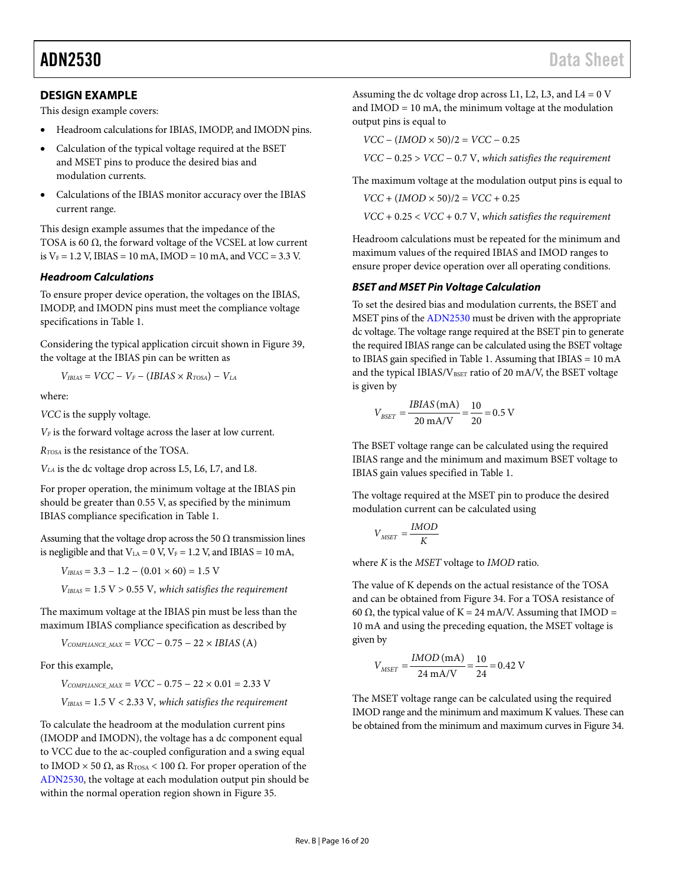## DESIGN EXAMPLE

This design example covers:

- Headroom calculations for IBIAS, IMODP, and IMODN pins.
- Calculation of the typical voltage required at the BSET and MSET pins to produce the desired bias and modulation currents.
- Calculations of the IBIAS monitor accuracy over the IBIAS current range.

This design example assumes that the impedance of the TOSA is 60 Ω, the forward voltage of the VCSEL at low current is $V_F$ = 1.2 V, IBIAS = 10 mA, IMOD = 10 mA, and VCC = 3.3 V.

### *Headroom Calculations*

To ensure proper device operation, the voltages on the IBIAS, IMODP, and IMODN pins must meet the compliance voltage specifications in Table 1.

Considering the typical application circuit shown in Figure 39, the voltage at the IBIAS pin can be written as

$$V_{IBIAS} = VCC - V_F - (IBIAS \times R_{TOSA}) - V_{LA}$$

where:

*VCC* is the supply voltage.

$V_F$ is the forward voltage across the laser at low current.

$R_{TOSA}$ is the resistance of the TOSA.

$V_{LA}$ is the dc voltage drop across L5, L6, L7, and L8.

For proper operation, the minimum voltage at the IBIAS pin should be greater than 0.55 V, as specified by the minimum IBIAS compliance specification in Table 1.

Assuming that the voltage drop across the 50 Ω transmission lines is negligible and that $V_{LA}$ = 0 V, $V_F$ = 1.2 V, and IBIAS = 10 mA,

$$V_{IBIAS} = 3.3 - 1.2 - (0.01 \times 60) = 1.5 \text{ V}$$

$$V_{IBIAS} = 1.5 \text{ V} > 0.55 \text{ V}, \textit{ which satisfies the requirement}$$

The maximum voltage at the IBIAS pin must be less than the maximum IBIAS compliance specification as described by

$$V_{COMPLIANCE\_MAX} = VCC - 0.75 - 22 \times IBIAS \text{ (A)}$$

For this example,

$$V_{COMPLIANCE\_MAX} = VCC - 0.75 - 22 \times 0.01 = 2.33 \text{ V}$$

$$V_{IBIAS} = 1.5 \text{ V} < 2.33 \text{ V}, \textit{ which satisfies the requirement}$$

To calculate the headroom at the modulation current pins (IMODP and IMODN), the voltage has a dc component equal to VCC due to the ac-coupled configuration and a swing equal to IMOD × 50 Ω, as $R_{TOSA}$ < 100 Ω. For proper operation of the ADN2530, the voltage at each modulation output pin should be within the normal operation region shown in Figure 35.

Assuming the dc voltage drop across L1, L2, L3, and L4 = 0 V and IMOD = 10 mA, the minimum voltage at the modulation output pins is equal to

$$VCC - (IMOD \times 50)/2 = VCC - 0.25$$

$$VCC - 0.25 > VCC - 0.7 \text{ V}, \textit{ which satisfies the requirement}$$

The maximum voltage at the modulation output pins is equal to

$$VCC + (IMOD \times 50)/2 = VCC + 0.25$$

$$VCC + 0.25 < VCC + 0.7 \text{ V}, \textit{ which satisfies the requirement}$$

Headroom calculations must be repeated for the minimum and maximum values of the required IBIAS and IMOD ranges to ensure proper device operation over all operating conditions.

### *BSET and MSET Pin Voltage Calculation*

To set the desired bias and modulation currents, the BSET and MSET pins of the ADN2530 must be driven with the appropriate dc voltage. The voltage range required at the BSET pin to generate the required IBIAS range can be calculated using the BSET voltage to IBIAS gain specified in Table 1. Assuming that IBIAS = 10 mA and the typical IBIAS/$V_{BSET}$ ratio of 20 mA/V, the BSET voltage is given by

$$V_{BSET} = \frac{IBIAS\text{ (mA)}}{20 \text{ mA/V}} = \frac{10}{20} = 0.5 \text{ V}$$

The BSET voltage range can be calculated using the required IBIAS range and the minimum and maximum BSET voltage to IBIAS gain values specified in Table 1.

The voltage required at the MSET pin to produce the desired modulation current can be calculated using

$$V_{MSET} = \frac{IMOD}{K}$$

where *K* is the *MSET* voltage to *IMOD* ratio.

The value of K depends on the actual resistance of the TOSA and can be obtained from Figure 34. For a TOSA resistance of 60 Ω, the typical value of K = 24 mA/V. Assuming that IMOD = 10 mA and using the preceding equation, the MSET voltage is given by

$$V_{MSET} = \frac{IMOD\text{ (mA)}}{24 \text{ mA/V}} = \frac{10}{24} = 0.42 \text{ V}$$

The MSET voltage range can be calculated using the required IMOD range and the minimum and maximum K values. These can be obtained from the minimum and maximum curves in Figure 34.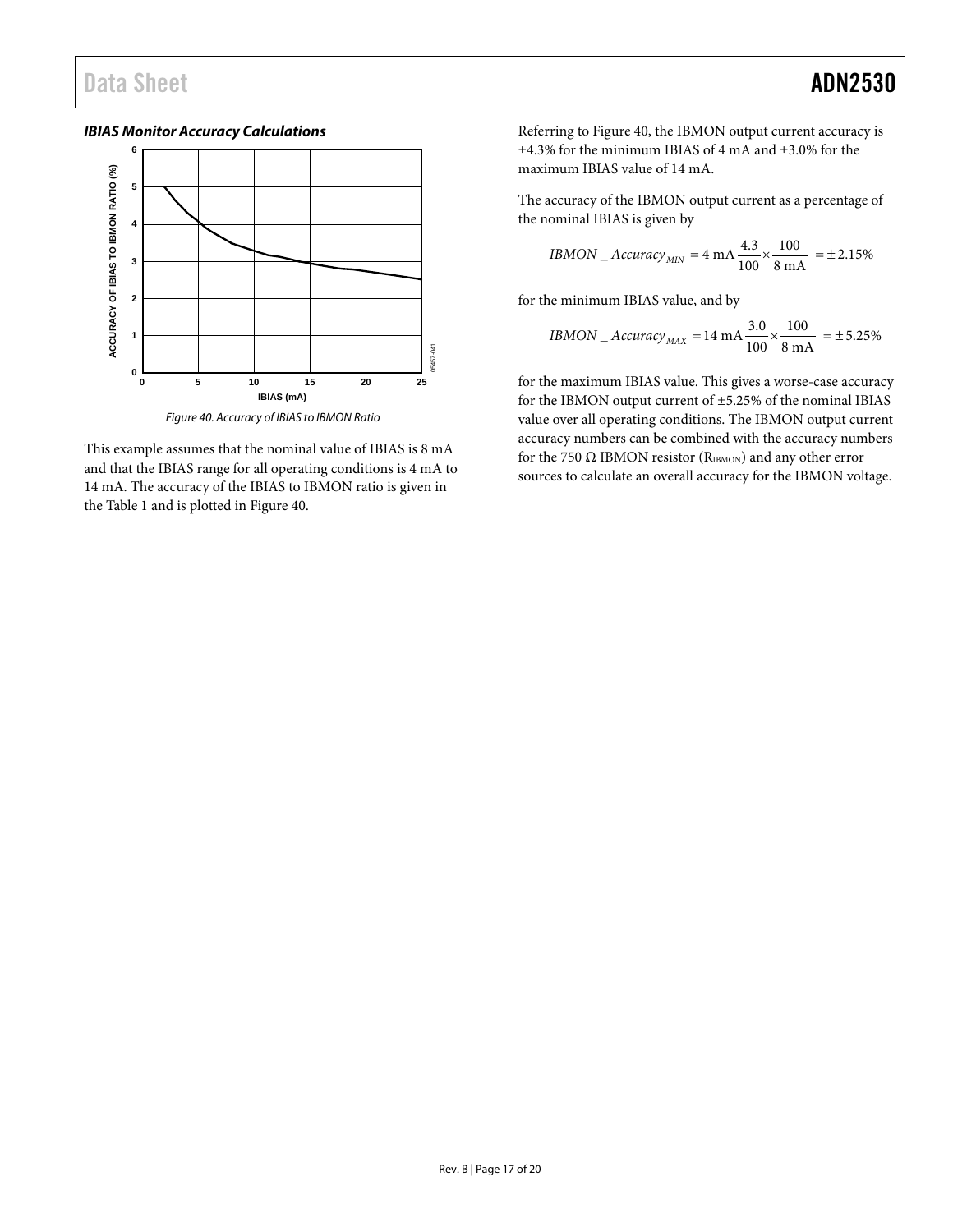### IBIAS Monitor Accuracy Calculations

Figure 40. Accuracy of IBIAS to IBMON Ratio

This example assumes that the nominal value of IBIAS is 8 mA and that the IBIAS range for all operating conditions is 4 mA to 14 mA. The accuracy of the IBIAS to IBMON ratio is given in the Table 1 and is plotted in Figure 40.

Referring to Figure 40, the IBMON output current accuracy is ±4.3% for the minimum IBIAS of 4 mA and ±3.0% for the maximum IBIAS value of 14 mA.

The accuracy of the IBMON output current as a percentage of the nominal IBIAS is given by

$$IBMON\_Accuracy_{MIN} = 4\text{ mA}\frac{4.3}{100} \times \frac{100}{8\text{ mA}} = \pm 2.15\%$$

for the minimum IBIAS value, and by

$$IBMON\_Accuracy_{MAX} = 14\text{ mA}\frac{3.0}{100} \times \frac{100}{8\text{ mA}} = \pm 5.25\%$$

for the maximum IBIAS value. This gives a worse-case accuracy for the IBMON output current of ±5.25% of the nominal IBIAS value over all operating conditions. The IBMON output current accuracy numbers can be combined with the accuracy numbers for the 750 Ω IBMON resistor ($R_{IBMON}$) and any other error sources to calculate an overall accuracy for the IBMON voltage.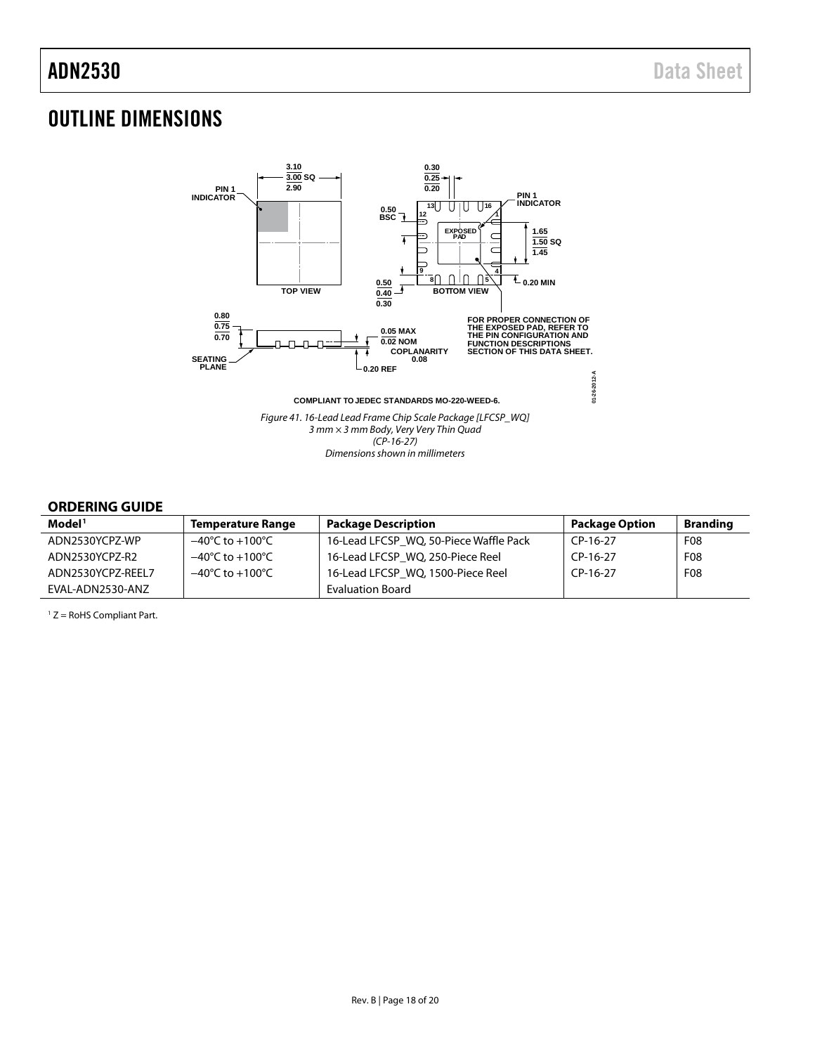# OUTLINE DIMENSIONS

*Figure 41. 16-Lead Lead Frame Chip Scale Package [LFCSP_WQ] 3 mm × 3 mm Body, Very Very Thin Quad (CP-16-27) Dimensions shown in millimeters*

## ORDERING GUIDE

| Model[1] | Temperature Range | Package Description | Package Option | Branding |
|---|---|---|---|---|
| ADN2530YCPZ-WP | −40°C to +100°C | 16-Lead LFCSP_WQ, 50-Piece Waffle Pack | CP-16-27 | F08 |
| ADN2530YCPZ-R2 | −40°C to +100°C | 16-Lead LFCSP_WQ, 250-Piece Reel | CP-16-27 | F08 |
| ADN2530YCPZ-REEL7 | −40°C to +100°C | 16-Lead LFCSP_WQ, 1500-Piece Reel | CP-16-27 | F08 |
| EVAL-ADN2530-ANZ | | Evaluation Board | | |

[1] Z = RoHS Compliant Part.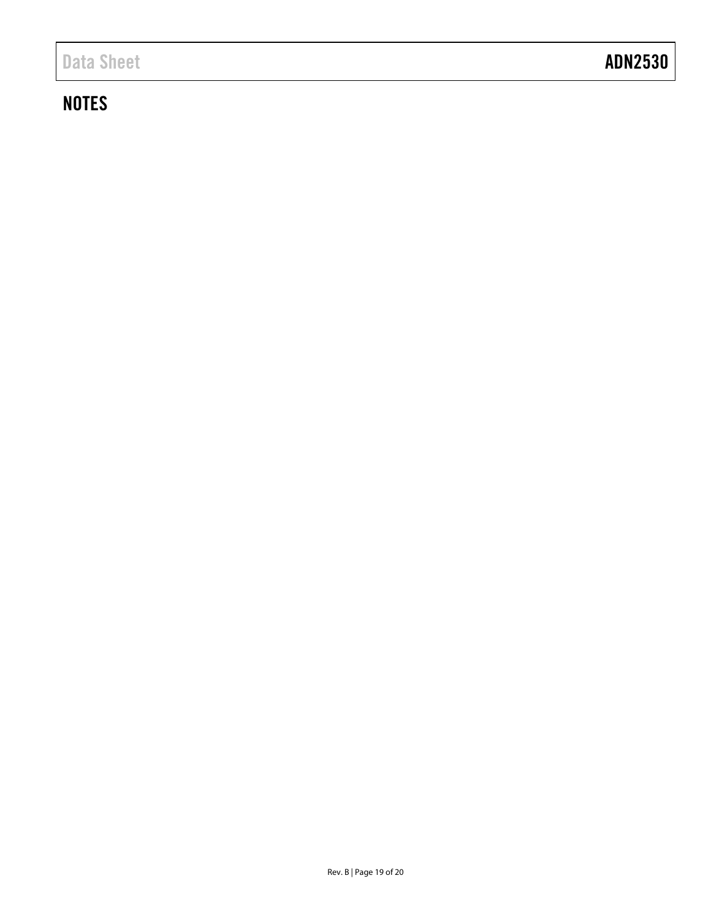## NOTES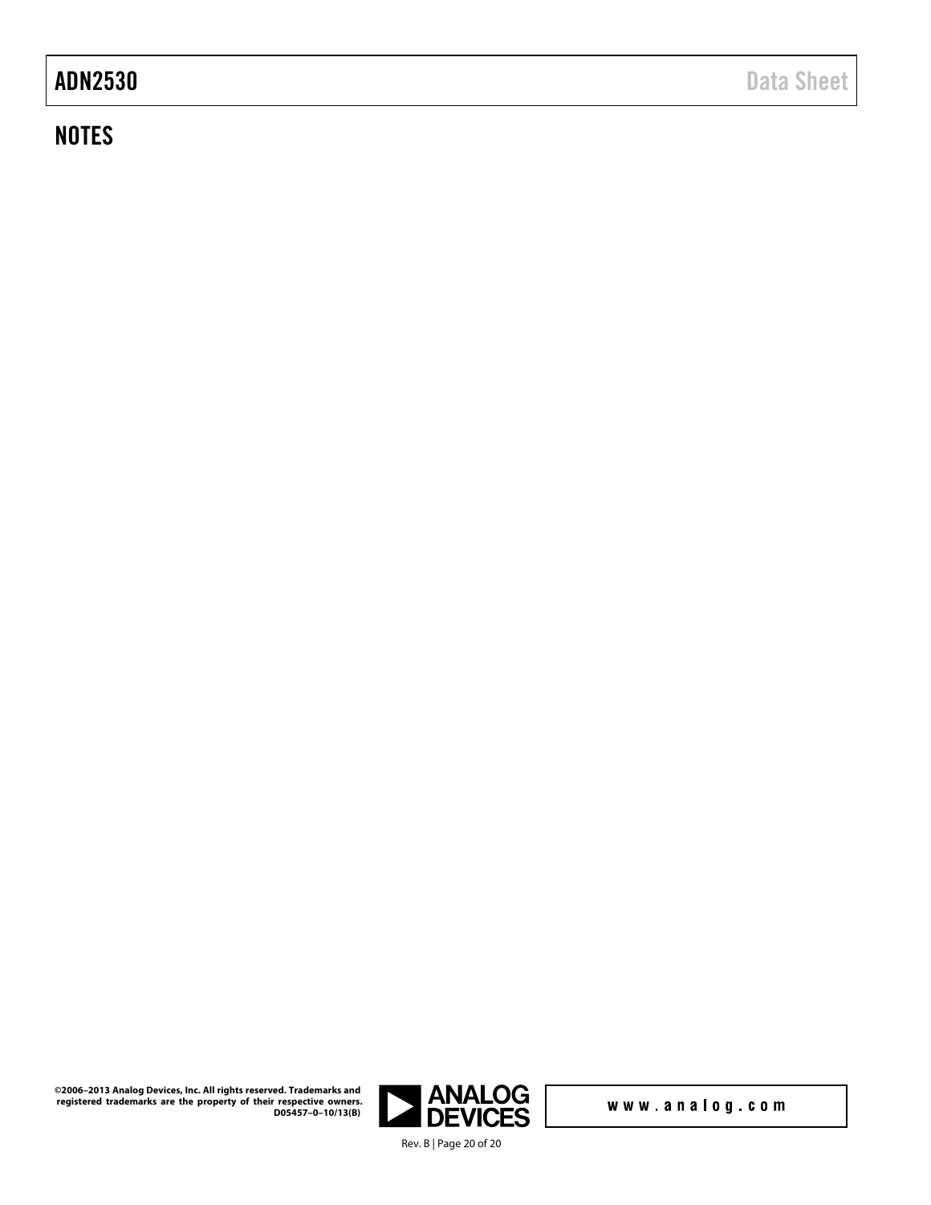## NOTES

©2006–2013 Analog Devices, Inc. All rights reserved. Trademarks and registered trademarks are the property of their respective owners. D05457–0–10/13(B)

www.analog.com